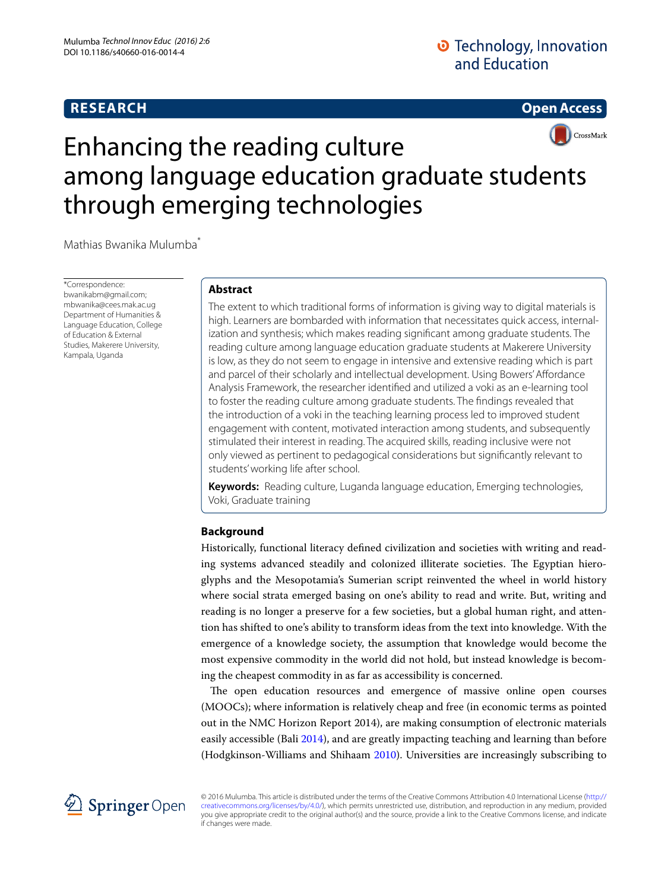RESEARCH

Open Access

# Enhancing the reading culture among language education graduate students through emerging technologies

Mathias Bwanika Mulumba*

*Correspondence: bwanikabm@gmail.com; mbwanika@cees.mak.ac.ug
Department of Humanities & Language Education, College of Education & External Studies, Makerere University, Kampala, Uganda

## Abstract

The extent to which traditional forms of information is giving way to digital materials is high. Learners are bombarded with information that necessitates quick access, internalization and synthesis; which makes reading significant among graduate students. The reading culture among language education graduate students at Makerere University is low, as they do not seem to engage in intensive and extensive reading which is part and parcel of their scholarly and intellectual development. Using Bowers' Affordance Analysis Framework, the researcher identified and utilized a voki as an e-learning tool to foster the reading culture among graduate students. The findings revealed that the introduction of a voki in the teaching learning process led to improved student engagement with content, motivated interaction among students, and subsequently stimulated their interest in reading. The acquired skills, reading inclusive were not only viewed as pertinent to pedagogical considerations but significantly relevant to students' working life after school.

**Keywords:** Reading culture, Luganda language education, Emerging technologies, Voki, Graduate training

## Background

Historically, functional literacy defined civilization and societies with writing and reading systems advanced steadily and colonized illiterate societies. The Egyptian hieroglyphs and the Mesopotamia's Sumerian script reinvented the wheel in world history where social strata emerged basing on one's ability to read and write. But, writing and reading is no longer a preserve for a few societies, but a global human right, and attention has shifted to one's ability to transform ideas from the text into knowledge. With the emergence of a knowledge society, the assumption that knowledge would become the most expensive commodity in the world did not hold, but instead knowledge is becoming the cheapest commodity in as far as accessibility is concerned.

The open education resources and emergence of massive online open courses (MOOCs); where information is relatively cheap and free (in economic terms as pointed out in the NMC Horizon Report 2014), are making consumption of electronic materials easily accessible (Bali 2014), and are greatly impacting teaching and learning than before (Hodgkinson-Williams and Shihaam 2010). Universities are increasingly subscribing to

© 2016 Mulumba. This article is distributed under the terms of the Creative Commons Attribution 4.0 International License (http://creativecommons.org/licenses/by/4.0/), which permits unrestricted use, distribution, and reproduction in any medium, provided you give appropriate credit to the original author(s) and the source, provide a link to the Creative Commons license, and indicate if changes were made.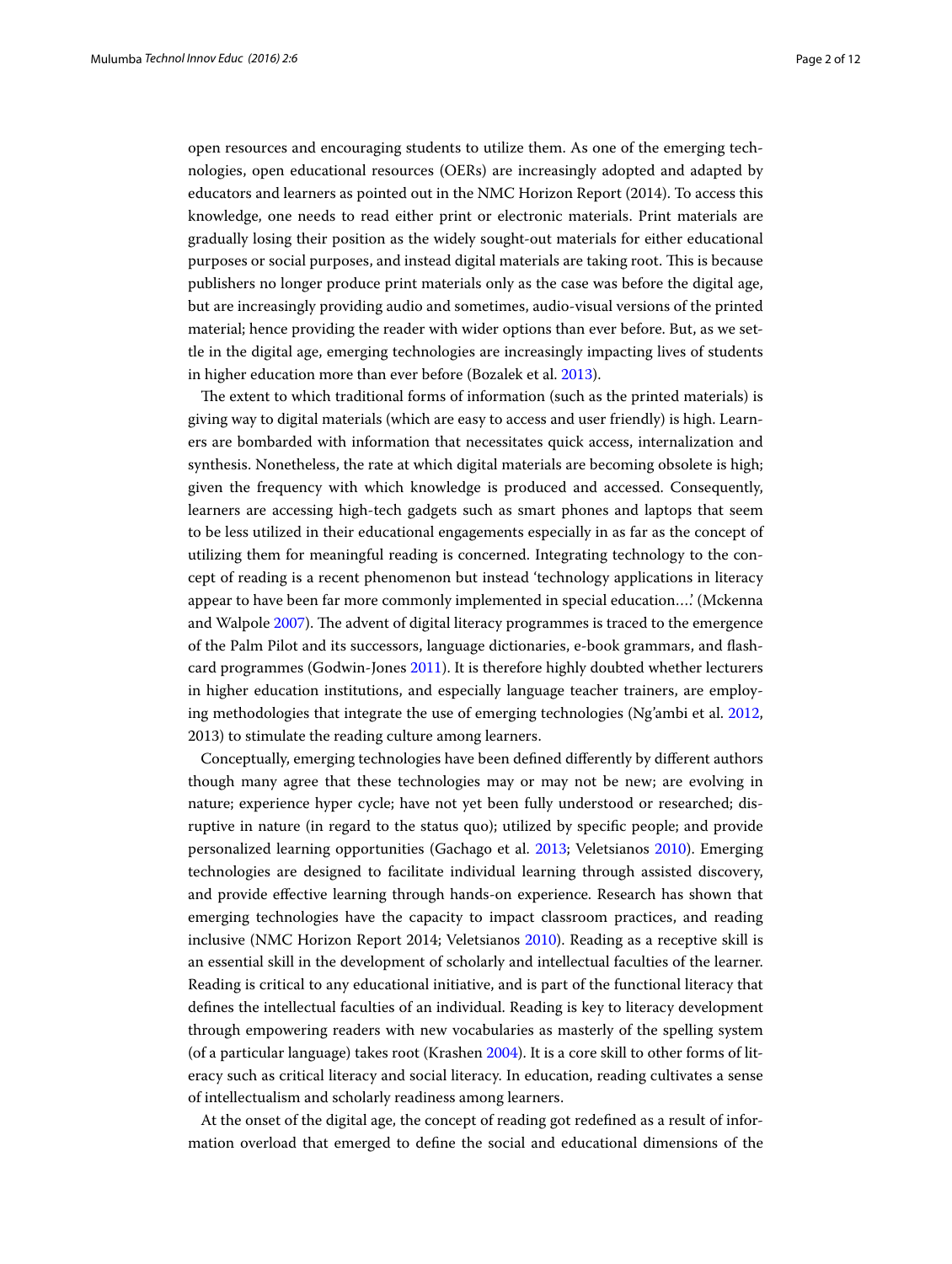open resources and encouraging students to utilize them. As one of the emerging technologies, open educational resources (OERs) are increasingly adopted and adapted by educators and learners as pointed out in the NMC Horizon Report (2014). To access this knowledge, one needs to read either print or electronic materials. Print materials are gradually losing their position as the widely sought-out materials for either educational purposes or social purposes, and instead digital materials are taking root. This is because publishers no longer produce print materials only as the case was before the digital age, but are increasingly providing audio and sometimes, audio-visual versions of the printed material; hence providing the reader with wider options than ever before. But, as we settle in the digital age, emerging technologies are increasingly impacting lives of students in higher education more than ever before (Bozalek et al. 2013).

The extent to which traditional forms of information (such as the printed materials) is giving way to digital materials (which are easy to access and user friendly) is high. Learners are bombarded with information that necessitates quick access, internalization and synthesis. Nonetheless, the rate at which digital materials are becoming obsolete is high; given the frequency with which knowledge is produced and accessed. Consequently, learners are accessing high-tech gadgets such as smart phones and laptops that seem to be less utilized in their educational engagements especially in as far as the concept of utilizing them for meaningful reading is concerned. Integrating technology to the concept of reading is a recent phenomenon but instead 'technology applications in literacy appear to have been far more commonly implemented in special education….' (Mckenna and Walpole 2007). The advent of digital literacy programmes is traced to the emergence of the Palm Pilot and its successors, language dictionaries, e-book grammars, and flashcard programmes (Godwin-Jones 2011). It is therefore highly doubted whether lecturers in higher education institutions, and especially language teacher trainers, are employing methodologies that integrate the use of emerging technologies (Ng'ambi et al. 2012, 2013) to stimulate the reading culture among learners.

Conceptually, emerging technologies have been defined differently by different authors though many agree that these technologies may or may not be new; are evolving in nature; experience hyper cycle; have not yet been fully understood or researched; disruptive in nature (in regard to the status quo); utilized by specific people; and provide personalized learning opportunities (Gachago et al. 2013; Veletsianos 2010). Emerging technologies are designed to facilitate individual learning through assisted discovery, and provide effective learning through hands-on experience. Research has shown that emerging technologies have the capacity to impact classroom practices, and reading inclusive (NMC Horizon Report 2014; Veletsianos 2010). Reading as a receptive skill is an essential skill in the development of scholarly and intellectual faculties of the learner. Reading is critical to any educational initiative, and is part of the functional literacy that defines the intellectual faculties of an individual. Reading is key to literacy development through empowering readers with new vocabularies as masterly of the spelling system (of a particular language) takes root (Krashen 2004). It is a core skill to other forms of literacy such as critical literacy and social literacy. In education, reading cultivates a sense of intellectualism and scholarly readiness among learners.

At the onset of the digital age, the concept of reading got redefined as a result of information overload that emerged to define the social and educational dimensions of the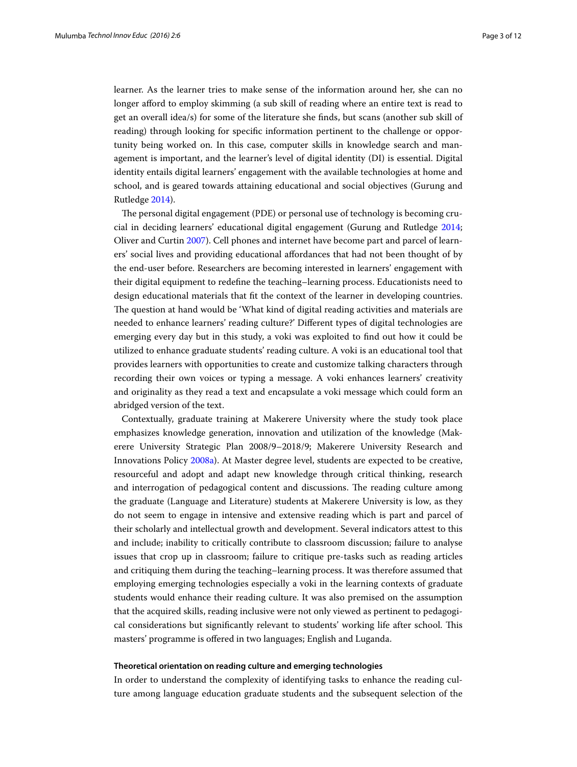learner. As the learner tries to make sense of the information around her, she can no longer afford to employ skimming (a sub skill of reading where an entire text is read to get an overall idea/s) for some of the literature she finds, but scans (another sub skill of reading) through looking for specific information pertinent to the challenge or opportunity being worked on. In this case, computer skills in knowledge search and management is important, and the learner's level of digital identity (DI) is essential. Digital identity entails digital learners' engagement with the available technologies at home and school, and is geared towards attaining educational and social objectives (Gurung and Rutledge 2014).

The personal digital engagement (PDE) or personal use of technology is becoming crucial in deciding learners' educational digital engagement (Gurung and Rutledge 2014; Oliver and Curtin 2007). Cell phones and internet have become part and parcel of learners' social lives and providing educational affordances that had not been thought of by the end-user before. Researchers are becoming interested in learners' engagement with their digital equipment to redefine the teaching–learning process. Educationists need to design educational materials that fit the context of the learner in developing countries. The question at hand would be 'What kind of digital reading activities and materials are needed to enhance learners' reading culture?' Different types of digital technologies are emerging every day but in this study, a voki was exploited to find out how it could be utilized to enhance graduate students' reading culture. A voki is an educational tool that provides learners with opportunities to create and customize talking characters through recording their own voices or typing a message. A voki enhances learners' creativity and originality as they read a text and encapsulate a voki message which could form an abridged version of the text.

Contextually, graduate training at Makerere University where the study took place emphasizes knowledge generation, innovation and utilization of the knowledge (Makerere University Strategic Plan 2008/9–2018/9; Makerere University Research and Innovations Policy 2008a). At Master degree level, students are expected to be creative, resourceful and adopt and adapt new knowledge through critical thinking, research and interrogation of pedagogical content and discussions. The reading culture among the graduate (Language and Literature) students at Makerere University is low, as they do not seem to engage in intensive and extensive reading which is part and parcel of their scholarly and intellectual growth and development. Several indicators attest to this and include; inability to critically contribute to classroom discussion; failure to analyse issues that crop up in classroom; failure to critique pre-tasks such as reading articles and critiquing them during the teaching–learning process. It was therefore assumed that employing emerging technologies especially a voki in the learning contexts of graduate students would enhance their reading culture. It was also premised on the assumption that the acquired skills, reading inclusive were not only viewed as pertinent to pedagogical considerations but significantly relevant to students' working life after school. This masters' programme is offered in two languages; English and Luganda.

#### Theoretical orientation on reading culture and emerging technologies

In order to understand the complexity of identifying tasks to enhance the reading culture among language education graduate students and the subsequent selection of the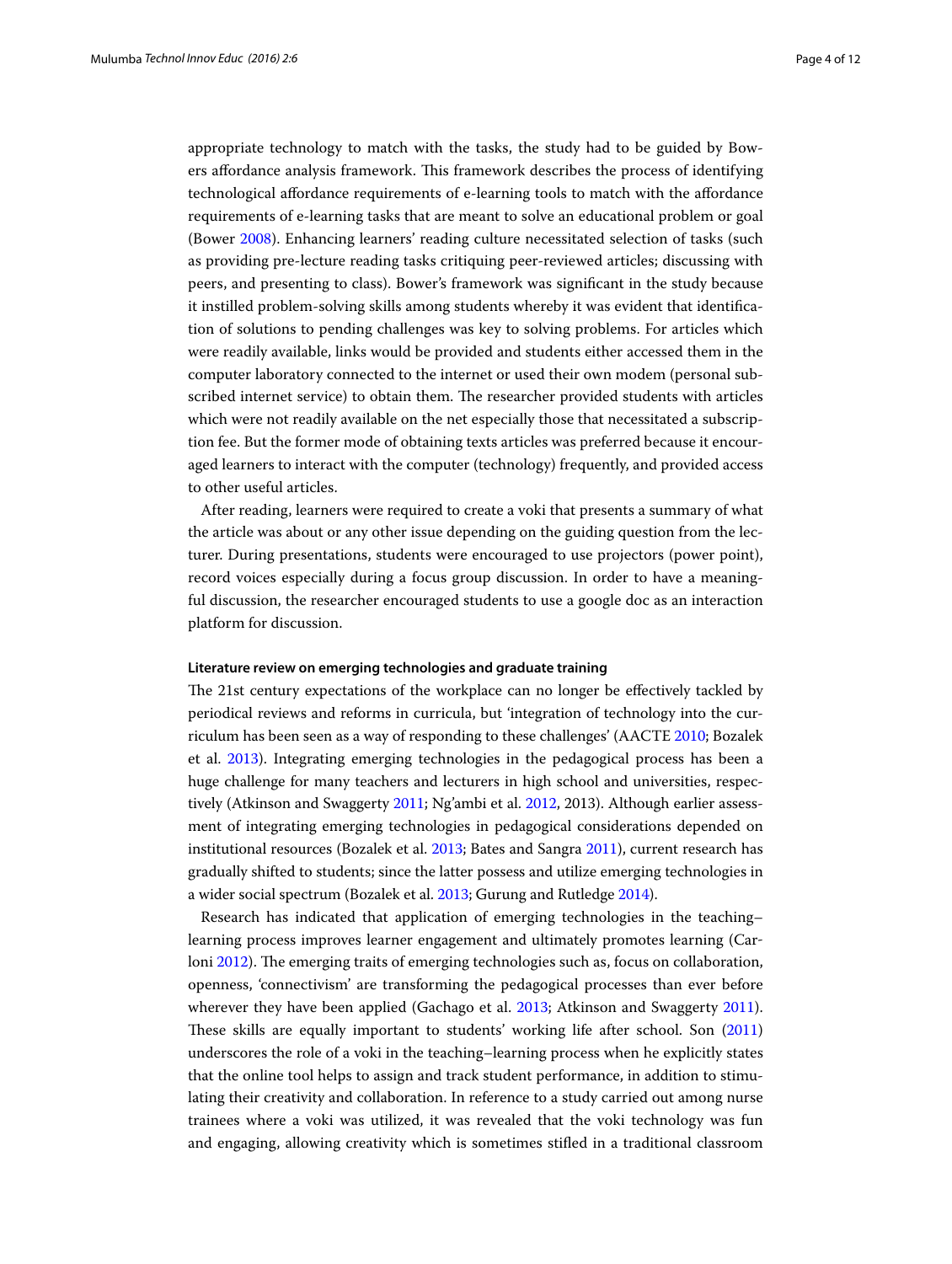appropriate technology to match with the tasks, the study had to be guided by Bowers affordance analysis framework. This framework describes the process of identifying technological affordance requirements of e-learning tools to match with the affordance requirements of e-learning tasks that are meant to solve an educational problem or goal (Bower 2008). Enhancing learners' reading culture necessitated selection of tasks (such as providing pre-lecture reading tasks critiquing peer-reviewed articles; discussing with peers, and presenting to class). Bower's framework was significant in the study because it instilled problem-solving skills among students whereby it was evident that identification of solutions to pending challenges was key to solving problems. For articles which were readily available, links would be provided and students either accessed them in the computer laboratory connected to the internet or used their own modem (personal subscribed internet service) to obtain them. The researcher provided students with articles which were not readily available on the net especially those that necessitated a subscription fee. But the former mode of obtaining texts articles was preferred because it encouraged learners to interact with the computer (technology) frequently, and provided access to other useful articles.

After reading, learners were required to create a voki that presents a summary of what the article was about or any other issue depending on the guiding question from the lecturer. During presentations, students were encouraged to use projectors (power point), record voices especially during a focus group discussion. In order to have a meaningful discussion, the researcher encouraged students to use a google doc as an interaction platform for discussion.

#### Literature review on emerging technologies and graduate training

The 21st century expectations of the workplace can no longer be effectively tackled by periodical reviews and reforms in curricula, but 'integration of technology into the curriculum has been seen as a way of responding to these challenges' (AACTE 2010; Bozalek et al. 2013). Integrating emerging technologies in the pedagogical process has been a huge challenge for many teachers and lecturers in high school and universities, respectively (Atkinson and Swaggerty 2011; Ng'ambi et al. 2012, 2013). Although earlier assessment of integrating emerging technologies in pedagogical considerations depended on institutional resources (Bozalek et al. 2013; Bates and Sangra 2011), current research has gradually shifted to students; since the latter possess and utilize emerging technologies in a wider social spectrum (Bozalek et al. 2013; Gurung and Rutledge 2014).

Research has indicated that application of emerging technologies in the teaching–learning process improves learner engagement and ultimately promotes learning (Carloni 2012). The emerging traits of emerging technologies such as, focus on collaboration, openness, 'connectivism' are transforming the pedagogical processes than ever before wherever they have been applied (Gachago et al. 2013; Atkinson and Swaggerty 2011). These skills are equally important to students' working life after school. Son (2011) underscores the role of a voki in the teaching–learning process when he explicitly states that the online tool helps to assign and track student performance, in addition to stimulating their creativity and collaboration. In reference to a study carried out among nurse trainees where a voki was utilized, it was revealed that the voki technology was fun and engaging, allowing creativity which is sometimes stifled in a traditional classroom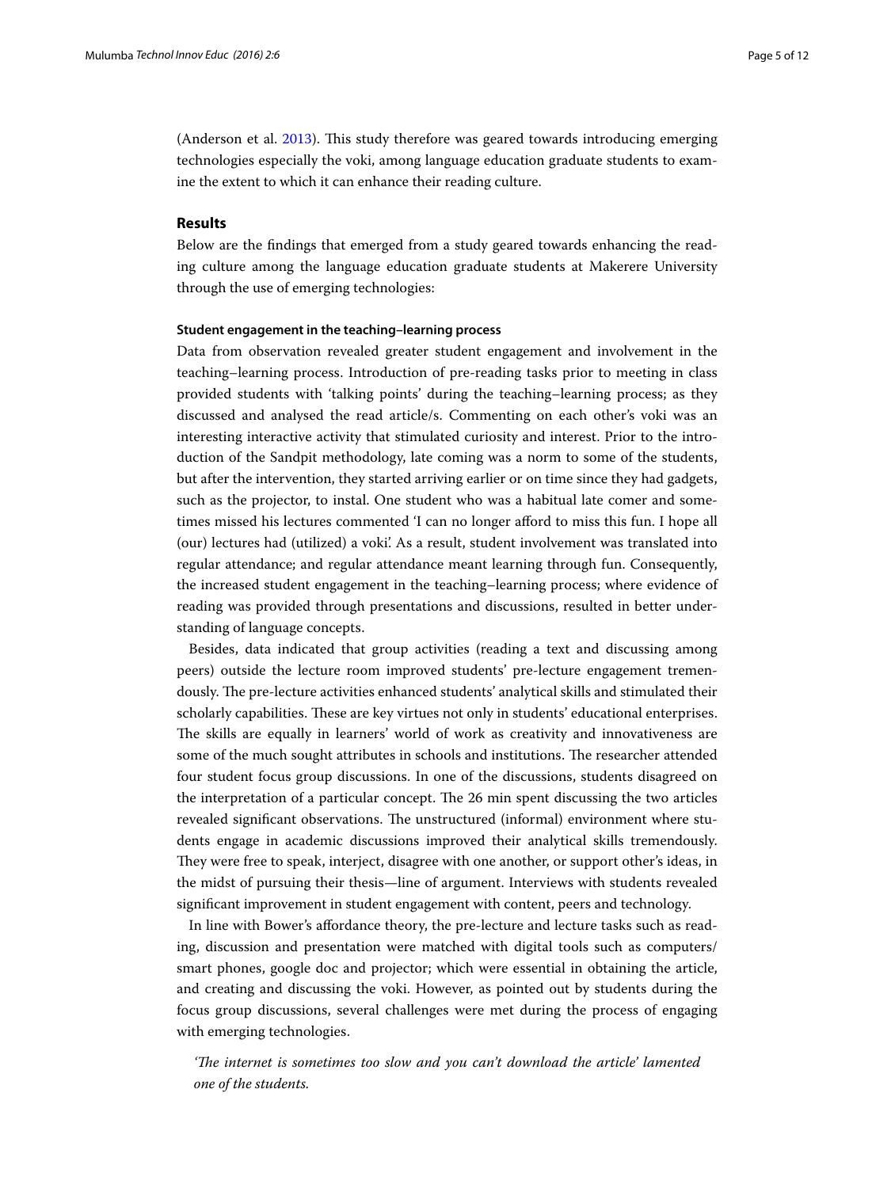(Anderson et al. 2013). This study therefore was geared towards introducing emerging technologies especially the voki, among language education graduate students to examine the extent to which it can enhance their reading culture.

## Results

Below are the findings that emerged from a study geared towards enhancing the reading culture among the language education graduate students at Makerere University through the use of emerging technologies:

### Student engagement in the teaching–learning process

Data from observation revealed greater student engagement and involvement in the teaching–learning process. Introduction of pre-reading tasks prior to meeting in class provided students with 'talking points' during the teaching–learning process; as they discussed and analysed the read article/s. Commenting on each other's voki was an interesting interactive activity that stimulated curiosity and interest. Prior to the introduction of the Sandpit methodology, late coming was a norm to some of the students, but after the intervention, they started arriving earlier or on time since they had gadgets, such as the projector, to instal. One student who was a habitual late comer and sometimes missed his lectures commented 'I can no longer afford to miss this fun. I hope all (our) lectures had (utilized) a voki'. As a result, student involvement was translated into regular attendance; and regular attendance meant learning through fun. Consequently, the increased student engagement in the teaching–learning process; where evidence of reading was provided through presentations and discussions, resulted in better understanding of language concepts.

Besides, data indicated that group activities (reading a text and discussing among peers) outside the lecture room improved students' pre-lecture engagement tremendously. The pre-lecture activities enhanced students' analytical skills and stimulated their scholarly capabilities. These are key virtues not only in students' educational enterprises. The skills are equally in learners' world of work as creativity and innovativeness are some of the much sought attributes in schools and institutions. The researcher attended four student focus group discussions. In one of the discussions, students disagreed on the interpretation of a particular concept. The 26 min spent discussing the two articles revealed significant observations. The unstructured (informal) environment where students engage in academic discussions improved their analytical skills tremendously. They were free to speak, interject, disagree with one another, or support other's ideas, in the midst of pursuing their thesis—line of argument. Interviews with students revealed significant improvement in student engagement with content, peers and technology.

In line with Bower's affordance theory, the pre-lecture and lecture tasks such as reading, discussion and presentation were matched with digital tools such as computers/smart phones, google doc and projector; which were essential in obtaining the article, and creating and discussing the voki. However, as pointed out by students during the focus group discussions, several challenges were met during the process of engaging with emerging technologies.

*'The internet is sometimes too slow and you can't download the article' lamented one of the students.*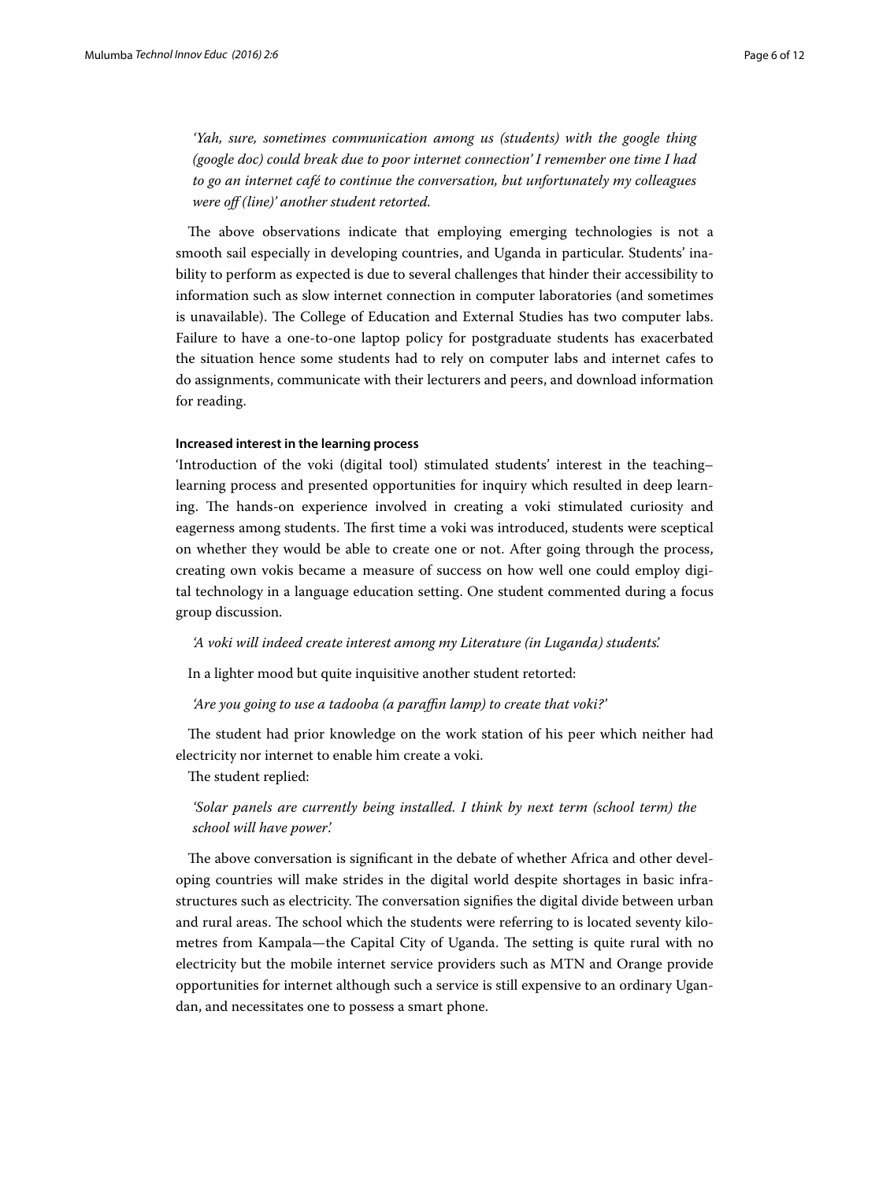*'Yah, sure, sometimes communication among us (students) with the google thing (google doc) could break due to poor internet connection' I remember one time I had to go an internet café to continue the conversation, but unfortunately my colleagues were off (line)' another student retorted.*

The above observations indicate that employing emerging technologies is not a smooth sail especially in developing countries, and Uganda in particular. Students' inability to perform as expected is due to several challenges that hinder their accessibility to information such as slow internet connection in computer laboratories (and sometimes is unavailable). The College of Education and External Studies has two computer labs. Failure to have a one-to-one laptop policy for postgraduate students has exacerbated the situation hence some students had to rely on computer labs and internet cafes to do assignments, communicate with their lecturers and peers, and download information for reading.

#### Increased interest in the learning process

'Introduction of the voki (digital tool) stimulated students' interest in the teaching–learning process and presented opportunities for inquiry which resulted in deep learning. The hands-on experience involved in creating a voki stimulated curiosity and eagerness among students. The first time a voki was introduced, students were sceptical on whether they would be able to create one or not. After going through the process, creating own vokis became a measure of success on how well one could employ digital technology in a language education setting. One student commented during a focus group discussion.

*'A voki will indeed create interest among my Literature (in Luganda) students'.*

In a lighter mood but quite inquisitive another student retorted:

*'Are you going to use a tadooba (a paraffin lamp) to create that voki?'*

The student had prior knowledge on the work station of his peer which neither had electricity nor internet to enable him create a voki.

The student replied:

*'Solar panels are currently being installed. I think by next term (school term) the school will have power'.*

The above conversation is significant in the debate of whether Africa and other developing countries will make strides in the digital world despite shortages in basic infrastructures such as electricity. The conversation signifies the digital divide between urban and rural areas. The school which the students were referring to is located seventy kilometres from Kampala—the Capital City of Uganda. The setting is quite rural with no electricity but the mobile internet service providers such as MTN and Orange provide opportunities for internet although such a service is still expensive to an ordinary Ugandan, and necessitates one to possess a smart phone.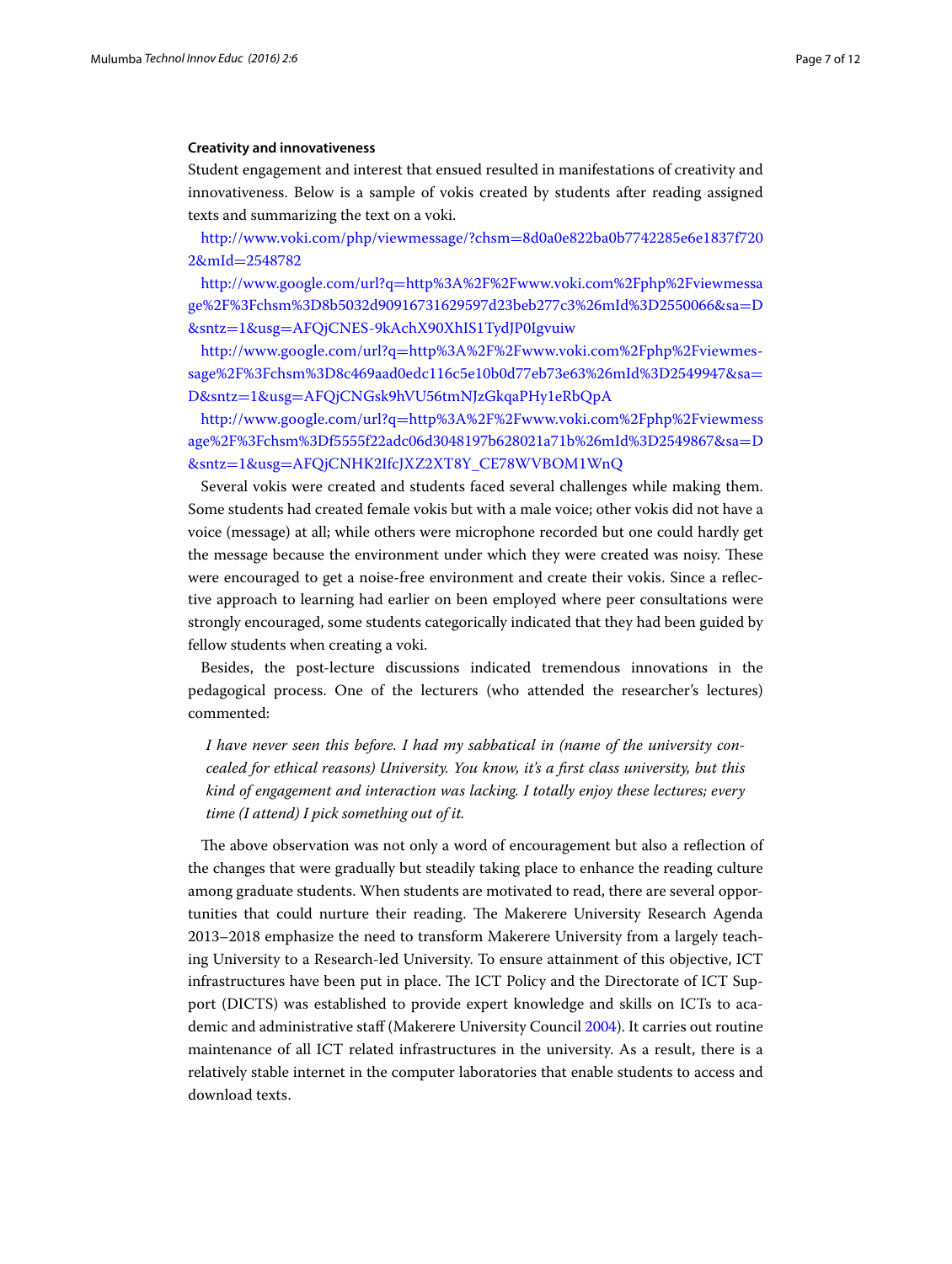**Creativity and innovativeness**

Student engagement and interest that ensued resulted in manifestations of creativity and innovativeness. Below is a sample of vokis created by students after reading assigned texts and summarizing the text on a voki.

http://www.voki.com/php/viewmessage/?chsm=8d0a0e822ba0b7742285e6e1837f7202&mId=2548782

http://www.google.com/url?q=http%3A%2F%2Fwww.voki.com%2Fphp%2Fviewmessage%2F%3Fchsm%3D8b5032d90916731629597d23beb277c3%26mId%3D2550066&sa=D&sntz=1&usg=AFQjCNES-9kAchX90XhIS1TydJP0Igvuiw

http://www.google.com/url?q=http%3A%2F%2Fwww.voki.com%2Fphp%2Fviewmessage%2F%3Fchsm%3D8c469aad0edc116c5e10b0d77eb73e63%26mId%3D2549947&sa=D&sntz=1&usg=AFQjCNGsk9hVU56tmNJzGkqaPHy1eRbQpA

http://www.google.com/url?q=http%3A%2F%2Fwww.voki.com%2Fphp%2Fviewmessage%2F%3Fchsm%3Df5555f22adc06d3048197b628021a71b%26mId%3D2549867&sa=D&sntz=1&usg=AFQjCNHK2IfcJXZ2XT8Y_CE78WVBOM1WnQ

Several vokis were created and students faced several challenges while making them. Some students had created female vokis but with a male voice; other vokis did not have a voice (message) at all; while others were microphone recorded but one could hardly get the message because the environment under which they were created was noisy. These were encouraged to get a noise-free environment and create their vokis. Since a reflective approach to learning had earlier on been employed where peer consultations were strongly encouraged, some students categorically indicated that they had been guided by fellow students when creating a voki.

Besides, the post-lecture discussions indicated tremendous innovations in the pedagogical process. One of the lecturers (who attended the researcher's lectures) commented:

> *I have never seen this before. I had my sabbatical in (name of the university concealed for ethical reasons) University. You know, it's a first class university, but this kind of engagement and interaction was lacking. I totally enjoy these lectures; every time (I attend) I pick something out of it.*

The above observation was not only a word of encouragement but also a reflection of the changes that were gradually but steadily taking place to enhance the reading culture among graduate students. When students are motivated to read, there are several opportunities that could nurture their reading. The Makerere University Research Agenda 2013–2018 emphasize the need to transform Makerere University from a largely teaching University to a Research-led University. To ensure attainment of this objective, ICT infrastructures have been put in place. The ICT Policy and the Directorate of ICT Support (DICTS) was established to provide expert knowledge and skills on ICTs to academic and administrative staff (Makerere University Council 2004). It carries out routine maintenance of all ICT related infrastructures in the university. As a result, there is a relatively stable internet in the computer laboratories that enable students to access and download texts.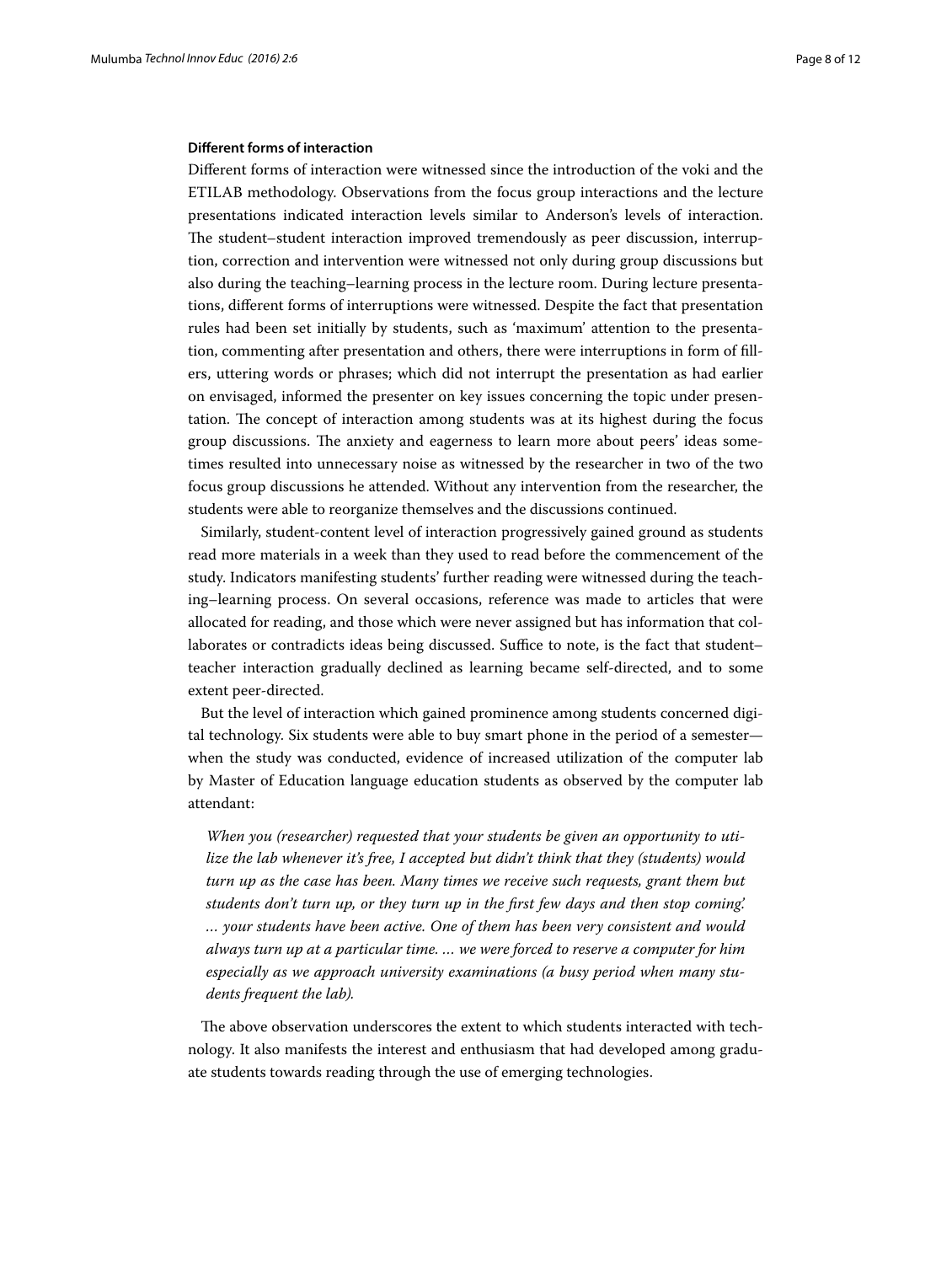**Different forms of interaction**

Different forms of interaction were witnessed since the introduction of the voki and the ETILAB methodology. Observations from the focus group interactions and the lecture presentations indicated interaction levels similar to Anderson's levels of interaction. The student–student interaction improved tremendously as peer discussion, interruption, correction and intervention were witnessed not only during group discussions but also during the teaching–learning process in the lecture room. During lecture presentations, different forms of interruptions were witnessed. Despite the fact that presentation rules had been set initially by students, such as 'maximum' attention to the presentation, commenting after presentation and others, there were interruptions in form of fillers, uttering words or phrases; which did not interrupt the presentation as had earlier on envisaged, informed the presenter on key issues concerning the topic under presentation. The concept of interaction among students was at its highest during the focus group discussions. The anxiety and eagerness to learn more about peers' ideas sometimes resulted into unnecessary noise as witnessed by the researcher in two of the two focus group discussions he attended. Without any intervention from the researcher, the students were able to reorganize themselves and the discussions continued.

Similarly, student-content level of interaction progressively gained ground as students read more materials in a week than they used to read before the commencement of the study. Indicators manifesting students' further reading were witnessed during the teaching–learning process. On several occasions, reference was made to articles that were allocated for reading, and those which were never assigned but has information that collaborates or contradicts ideas being discussed. Suffice to note, is the fact that student–teacher interaction gradually declined as learning became self-directed, and to some extent peer-directed.

But the level of interaction which gained prominence among students concerned digital technology. Six students were able to buy smart phone in the period of a semester—when the study was conducted, evidence of increased utilization of the computer lab by Master of Education language education students as observed by the computer lab attendant:

> *When you (researcher) requested that your students be given an opportunity to utilize the lab whenever it's free, I accepted but didn't think that they (students) would turn up as the case has been. Many times we receive such requests, grant them but students don't turn up, or they turn up in the first few days and then stop coming'. … your students have been active. One of them has been very consistent and would always turn up at a particular time. … we were forced to reserve a computer for him especially as we approach university examinations (a busy period when many students frequent the lab).*

The above observation underscores the extent to which students interacted with technology. It also manifests the interest and enthusiasm that had developed among graduate students towards reading through the use of emerging technologies.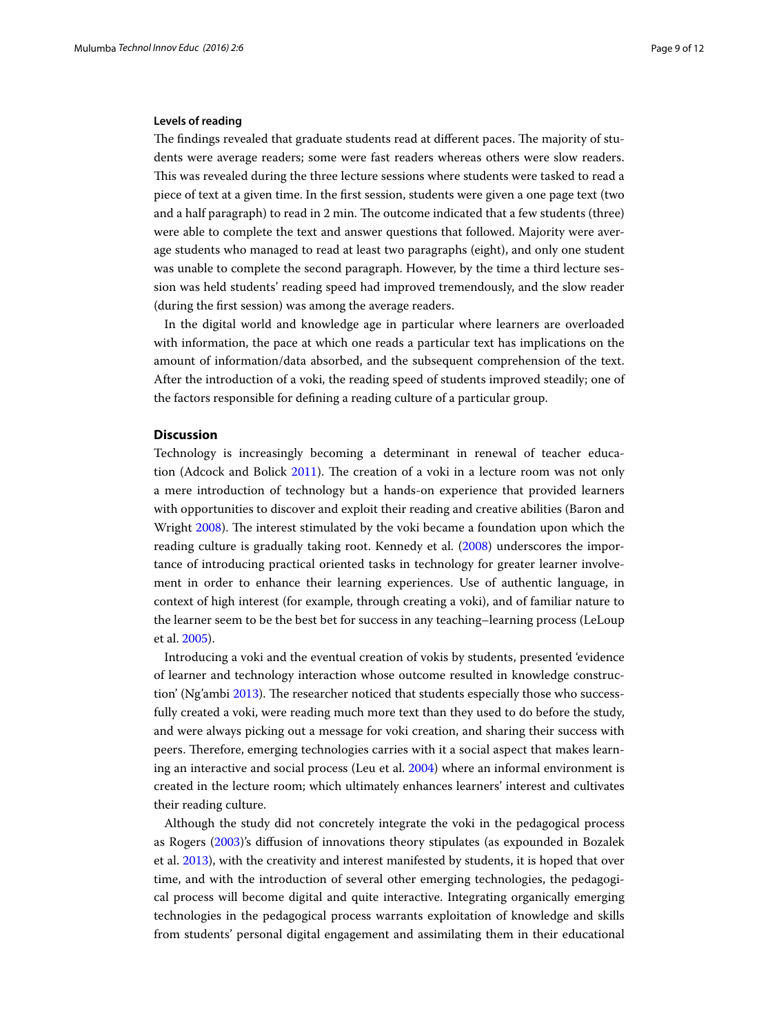### Levels of reading

The findings revealed that graduate students read at different paces. The majority of students were average readers; some were fast readers whereas others were slow readers. This was revealed during the three lecture sessions where students were tasked to read a piece of text at a given time. In the first session, students were given a one page text (two and a half paragraph) to read in 2 min. The outcome indicated that a few students (three) were able to complete the text and answer questions that followed. Majority were average students who managed to read at least two paragraphs (eight), and only one student was unable to complete the second paragraph. However, by the time a third lecture session was held students' reading speed had improved tremendously, and the slow reader (during the first session) was among the average readers.

In the digital world and knowledge age in particular where learners are overloaded with information, the pace at which one reads a particular text has implications on the amount of information/data absorbed, and the subsequent comprehension of the text. After the introduction of a voki, the reading speed of students improved steadily; one of the factors responsible for defining a reading culture of a particular group.

## Discussion

Technology is increasingly becoming a determinant in renewal of teacher education (Adcock and Bolick 2011). The creation of a voki in a lecture room was not only a mere introduction of technology but a hands-on experience that provided learners with opportunities to discover and exploit their reading and creative abilities (Baron and Wright 2008). The interest stimulated by the voki became a foundation upon which the reading culture is gradually taking root. Kennedy et al. (2008) underscores the importance of introducing practical oriented tasks in technology for greater learner involvement in order to enhance their learning experiences. Use of authentic language, in context of high interest (for example, through creating a voki), and of familiar nature to the learner seem to be the best bet for success in any teaching–learning process (LeLoup et al. 2005).

Introducing a voki and the eventual creation of vokis by students, presented 'evidence of learner and technology interaction whose outcome resulted in knowledge construction' (Ng'ambi 2013). The researcher noticed that students especially those who successfully created a voki, were reading much more text than they used to do before the study, and were always picking out a message for voki creation, and sharing their success with peers. Therefore, emerging technologies carries with it a social aspect that makes learning an interactive and social process (Leu et al. 2004) where an informal environment is created in the lecture room; which ultimately enhances learners' interest and cultivates their reading culture.

Although the study did not concretely integrate the voki in the pedagogical process as Rogers (2003)'s diffusion of innovations theory stipulates (as expounded in Bozalek et al. 2013), with the creativity and interest manifested by students, it is hoped that over time, and with the introduction of several other emerging technologies, the pedagogical process will become digital and quite interactive. Integrating organically emerging technologies in the pedagogical process warrants exploitation of knowledge and skills from students' personal digital engagement and assimilating them in their educational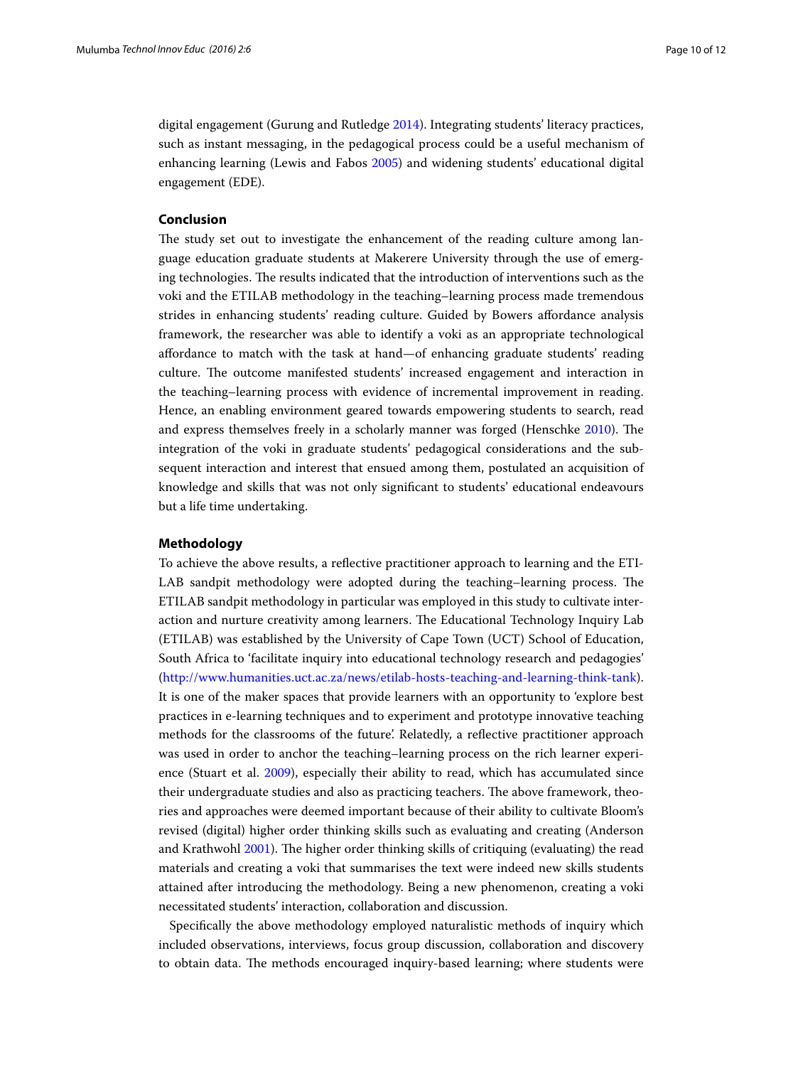digital engagement (Gurung and Rutledge 2014). Integrating students' literacy practices, such as instant messaging, in the pedagogical process could be a useful mechanism of enhancing learning (Lewis and Fabos 2005) and widening students' educational digital engagement (EDE).

## Conclusion

The study set out to investigate the enhancement of the reading culture among language education graduate students at Makerere University through the use of emerging technologies. The results indicated that the introduction of interventions such as the voki and the ETILAB methodology in the teaching–learning process made tremendous strides in enhancing students' reading culture. Guided by Bowers affordance analysis framework, the researcher was able to identify a voki as an appropriate technological affordance to match with the task at hand—of enhancing graduate students' reading culture. The outcome manifested students' increased engagement and interaction in the teaching–learning process with evidence of incremental improvement in reading. Hence, an enabling environment geared towards empowering students to search, read and express themselves freely in a scholarly manner was forged (Henschke 2010). The integration of the voki in graduate students' pedagogical considerations and the subsequent interaction and interest that ensued among them, postulated an acquisition of knowledge and skills that was not only significant to students' educational endeavours but a life time undertaking.

## Methodology

To achieve the above results, a reflective practitioner approach to learning and the ETILAB sandpit methodology were adopted during the teaching–learning process. The ETILAB sandpit methodology in particular was employed in this study to cultivate interaction and nurture creativity among learners. The Educational Technology Inquiry Lab (ETILAB) was established by the University of Cape Town (UCT) School of Education, South Africa to 'facilitate inquiry into educational technology research and pedagogies' (http://www.humanities.uct.ac.za/news/etilab-hosts-teaching-and-learning-think-tank). It is one of the maker spaces that provide learners with an opportunity to 'explore best practices in e-learning techniques and to experiment and prototype innovative teaching methods for the classrooms of the future'. Relatedly, a reflective practitioner approach was used in order to anchor the teaching–learning process on the rich learner experience (Stuart et al. 2009), especially their ability to read, which has accumulated since their undergraduate studies and also as practicing teachers. The above framework, theories and approaches were deemed important because of their ability to cultivate Bloom's revised (digital) higher order thinking skills such as evaluating and creating (Anderson and Krathwohl 2001). The higher order thinking skills of critiquing (evaluating) the read materials and creating a voki that summarises the text were indeed new skills students attained after introducing the methodology. Being a new phenomenon, creating a voki necessitated students' interaction, collaboration and discussion.

Specifically the above methodology employed naturalistic methods of inquiry which included observations, interviews, focus group discussion, collaboration and discovery to obtain data. The methods encouraged inquiry-based learning; where students were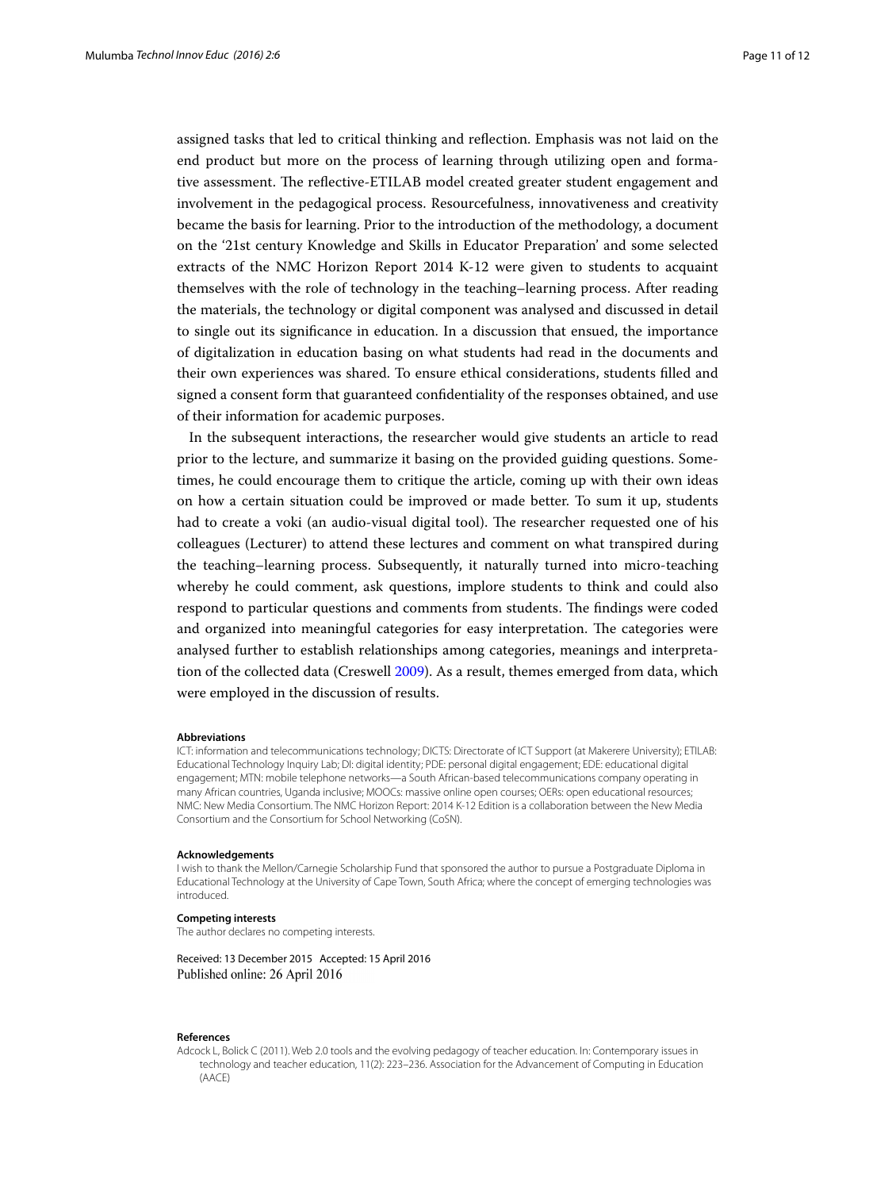assigned tasks that led to critical thinking and reflection. Emphasis was not laid on the end product but more on the process of learning through utilizing open and formative assessment. The reflective-ETILAB model created greater student engagement and involvement in the pedagogical process. Resourcefulness, innovativeness and creativity became the basis for learning. Prior to the introduction of the methodology, a document on the '21st century Knowledge and Skills in Educator Preparation' and some selected extracts of the NMC Horizon Report 2014 K-12 were given to students to acquaint themselves with the role of technology in the teaching–learning process. After reading the materials, the technology or digital component was analysed and discussed in detail to single out its significance in education. In a discussion that ensued, the importance of digitalization in education basing on what students had read in the documents and their own experiences was shared. To ensure ethical considerations, students filled and signed a consent form that guaranteed confidentiality of the responses obtained, and use of their information for academic purposes.

In the subsequent interactions, the researcher would give students an article to read prior to the lecture, and summarize it basing on the provided guiding questions. Sometimes, he could encourage them to critique the article, coming up with their own ideas on how a certain situation could be improved or made better. To sum it up, students had to create a voki (an audio-visual digital tool). The researcher requested one of his colleagues (Lecturer) to attend these lectures and comment on what transpired during the teaching–learning process. Subsequently, it naturally turned into micro-teaching whereby he could comment, ask questions, implore students to think and could also respond to particular questions and comments from students. The findings were coded and organized into meaningful categories for easy interpretation. The categories were analysed further to establish relationships among categories, meanings and interpretation of the collected data (Creswell 2009). As a result, themes emerged from data, which were employed in the discussion of results.

#### Abbreviations

ICT: information and telecommunications technology; DICTS: Directorate of ICT Support (at Makerere University); ETILAB: Educational Technology Inquiry Lab; DI: digital identity; PDE: personal digital engagement; EDE: educational digital engagement; MTN: mobile telephone networks—a South African-based telecommunications company operating in many African countries, Uganda inclusive; MOOCs: massive online open courses; OERs: open educational resources; NMC: New Media Consortium. The NMC Horizon Report: 2014 K-12 Edition is a collaboration between the New Media Consortium and the Consortium for School Networking (CoSN).

#### Acknowledgements

I wish to thank the Mellon/Carnegie Scholarship Fund that sponsored the author to pursue a Postgraduate Diploma in Educational Technology at the University of Cape Town, South Africa; where the concept of emerging technologies was introduced.

#### Competing interests

The author declares no competing interests.

Received: 13 December 2015 Accepted: 15 April 2016
Published online: 26 April 2016

#### References

Adcock L, Bolick C (2011). Web 2.0 tools and the evolving pedagogy of teacher education. In: Contemporary issues in technology and teacher education, 11(2): 223–236. Association for the Advancement of Computing in Education (AACE)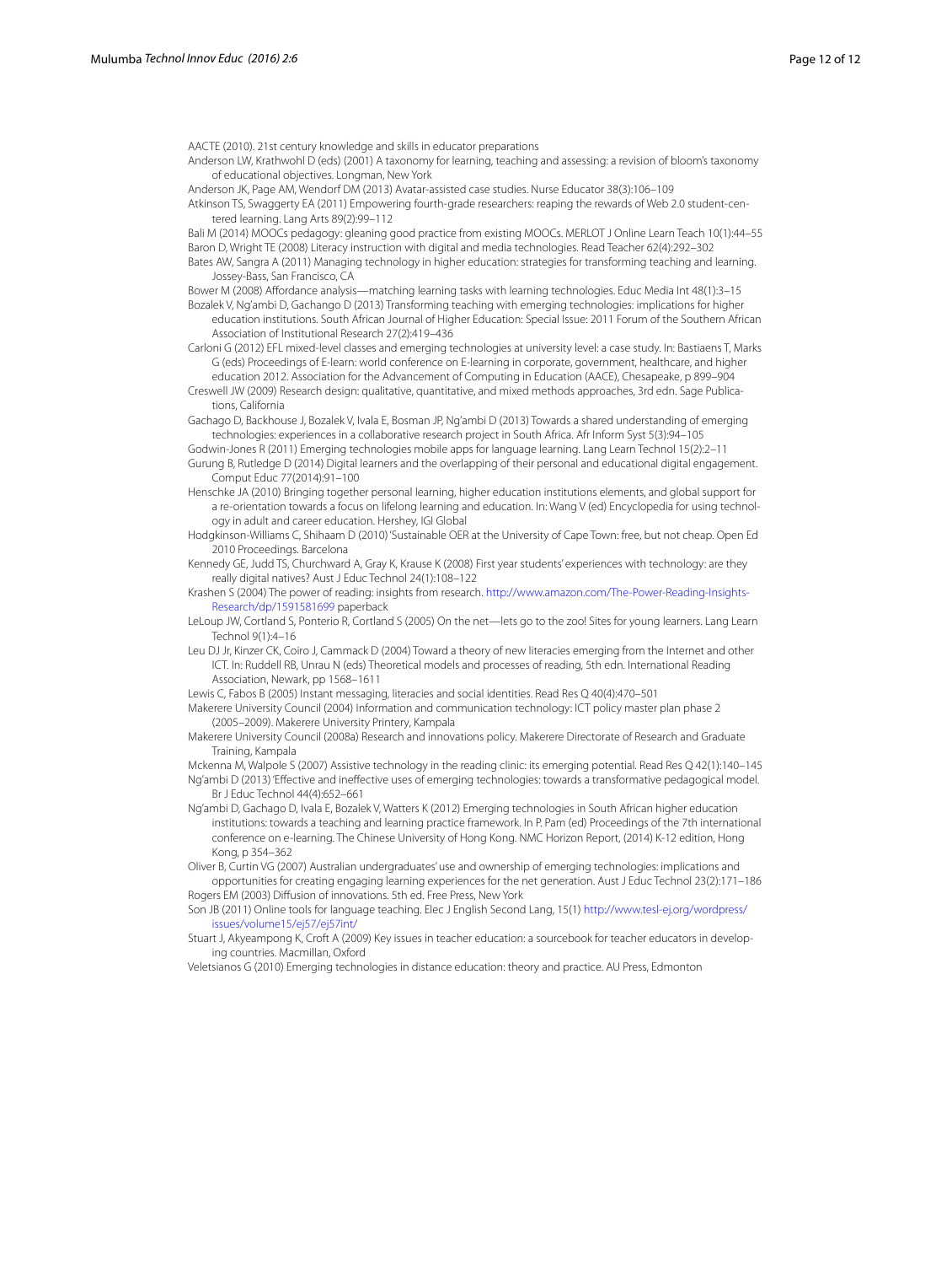AACTE (2010). 21st century knowledge and skills in educator preparations

Anderson LW, Krathwohl D (eds) (2001) A taxonomy for learning, teaching and assessing: a revision of bloom's taxonomy of educational objectives. Longman, New York

Anderson JK, Page AM, Wendorf DM (2013) Avatar-assisted case studies. Nurse Educator 38(3):106–109

Atkinson TS, Swaggerty EA (2011) Empowering fourth-grade researchers: reaping the rewards of Web 2.0 student-centered learning. Lang Arts 89(2):99–112

Bali M (2014) MOOCs pedagogy: gleaning good practice from existing MOOCs. MERLOT J Online Learn Teach 10(1):44–55

Baron D, Wright TE (2008) Literacy instruction with digital and media technologies. Read Teacher 62(4):292–302

Bates AW, Sangra A (2011) Managing technology in higher education: strategies for transforming teaching and learning. Jossey-Bass, San Francisco, CA

Bower M (2008) Affordance analysis—matching learning tasks with learning technologies. Educ Media Int 48(1):3–15

Bozalek V, Ng'ambi D, Gachango D (2013) Transforming teaching with emerging technologies: implications for higher education institutions. South African Journal of Higher Education: Special Issue: 2011 Forum of the Southern African Association of Institutional Research 27(2):419–436

Carloni G (2012) EFL mixed-level classes and emerging technologies at university level: a case study. In: Bastiaens T, Marks G (eds) Proceedings of E-learn: world conference on E-learning in corporate, government, healthcare, and higher education 2012. Association for the Advancement of Computing in Education (AACE), Chesapeake, p 899–904

Creswell JW (2009) Research design: qualitative, quantitative, and mixed methods approaches, 3rd edn. Sage Publications, California

Gachago D, Backhouse J, Bozalek V, Ivala E, Bosman JP, Ng'ambi D (2013) Towards a shared understanding of emerging technologies: experiences in a collaborative research project in South Africa. Afr Inform Syst 5(3):94–105

Godwin-Jones R (2011) Emerging technologies mobile apps for language learning. Lang Learn Technol 15(2):2–11

Gurung B, Rutledge D (2014) Digital learners and the overlapping of their personal and educational digital engagement. Comput Educ 77(2014):91–100

Henschke JA (2010) Bringing together personal learning, higher education institutions elements, and global support for a re-orientation towards a focus on lifelong learning and education. In: Wang V (ed) Encyclopedia for using technology in adult and career education. Hershey, IGI Global

Hodgkinson-Williams C, Shihaam D (2010) 'Sustainable OER at the University of Cape Town: free, but not cheap. Open Ed 2010 Proceedings. Barcelona

Kennedy GE, Judd TS, Churchward A, Gray K, Krause K (2008) First year students' experiences with technology: are they really digital natives? Aust J Educ Technol 24(1):108–122

Krashen S (2004) The power of reading: insights from research. http://www.amazon.com/The-Power-Reading-Insights-Research/dp/1591581699 paperback

LeLoup JW, Cortland S, Ponterio R, Cortland S (2005) On the net—lets go to the zoo! Sites for young learners. Lang Learn Technol 9(1):4–16

Leu DJ Jr, Kinzer CK, Coiro J, Cammack D (2004) Toward a theory of new literacies emerging from the Internet and other ICT. In: Ruddell RB, Unrau N (eds) Theoretical models and processes of reading, 5th edn. International Reading Association, Newark, pp 1568–1611

Lewis C, Fabos B (2005) Instant messaging, literacies and social identities. Read Res Q 40(4):470–501

Makerere University Council (2004) Information and communication technology: ICT policy master plan phase 2 (2005–2009). Makerere University Printery, Kampala

Makerere University Council (2008a) Research and innovations policy. Makerere Directorate of Research and Graduate Training, Kampala

Mckenna M, Walpole S (2007) Assistive technology in the reading clinic: its emerging potential. Read Res Q 42(1):140–145

Ng'ambi D (2013) 'Effective and ineffective uses of emerging technologies: towards a transformative pedagogical model. Br J Educ Technol 44(4):652–661

Ng'ambi D, Gachago D, Ivala E, Bozalek V, Watters K (2012) Emerging technologies in South African higher education institutions: towards a teaching and learning practice framework. In P. Pam (ed) Proceedings of the 7th international conference on e-learning. The Chinese University of Hong Kong. NMC Horizon Report, (2014) K-12 edition, Hong Kong, p 354–362

Oliver B, Curtin VG (2007) Australian undergraduates' use and ownership of emerging technologies: implications and opportunities for creating engaging learning experiences for the net generation. Aust J Educ Technol 23(2):171–186

Rogers EM (2003) Diffusion of innovations. 5th ed. Free Press, New York

Son JB (2011) Online tools for language teaching. Elec J English Second Lang, 15(1) http://www.tesl-ej.org/wordpress/issues/volume15/ej57/ej57int/

Stuart J, Akyeampong K, Croft A (2009) Key issues in teacher education: a sourcebook for teacher educators in developing countries. Macmillan, Oxford

Veletsianos G (2010) Emerging technologies in distance education: theory and practice. AU Press, Edmonton